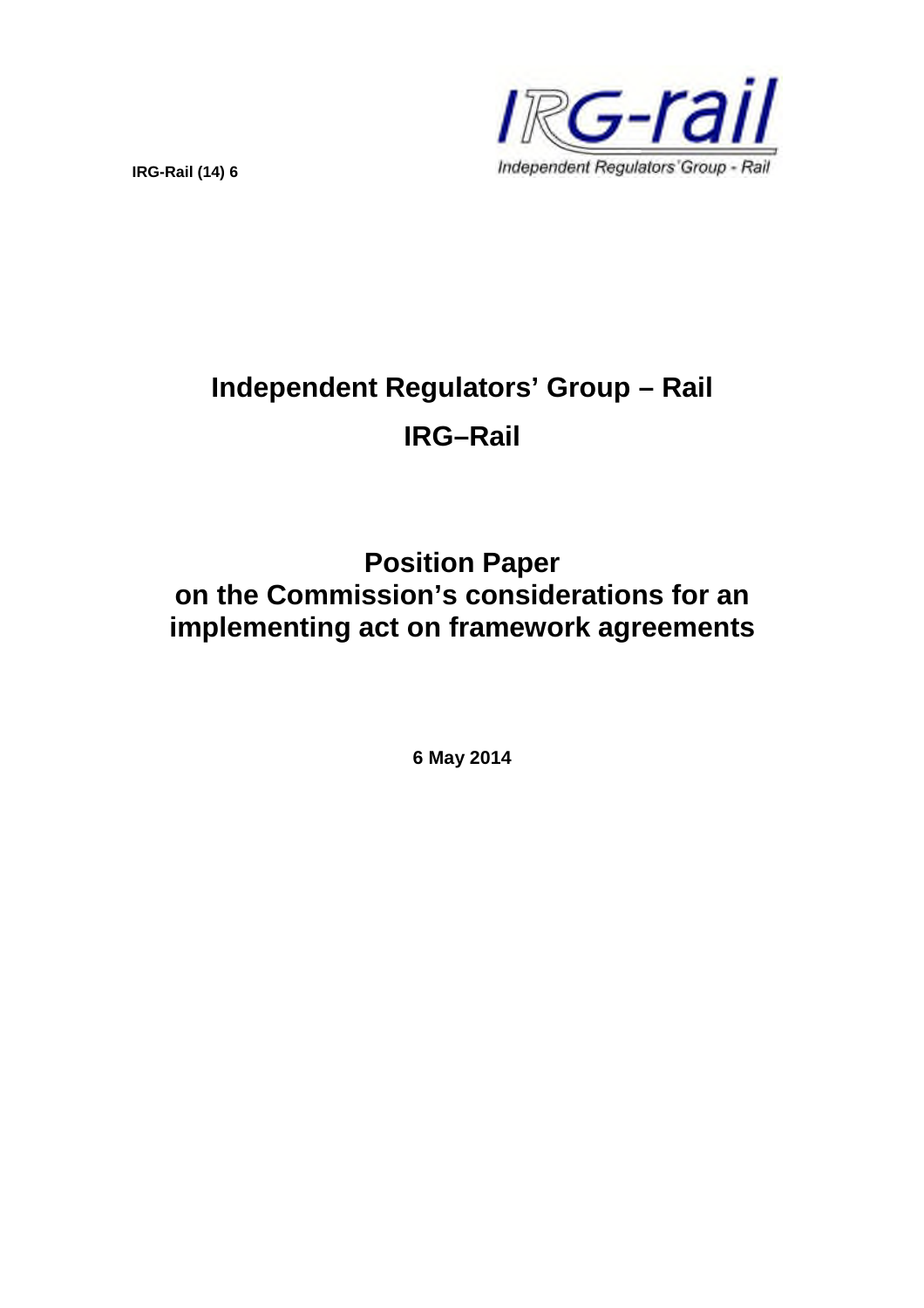IRG-Rail (14) 6

Independent Regulators' Group - Rail

# Independent Regulators' Group – Rail

# IRG–Rail

## Position Paper on the Commission's considerations for an implementing act on framework agreements

**6 May 2014**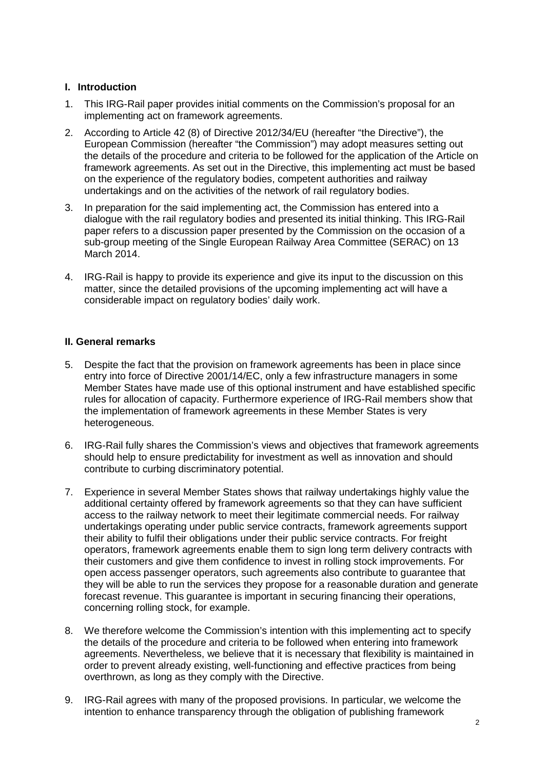## I. Introduction

1. This IRG-Rail paper provides initial comments on the Commission's proposal for an implementing act on framework agreements.

2. According to Article 42 (8) of Directive 2012/34/EU (hereafter "the Directive"), the European Commission (hereafter "the Commission") may adopt measures setting out the details of the procedure and criteria to be followed for the application of the Article on framework agreements. As set out in the Directive, this implementing act must be based on the experience of the regulatory bodies, competent authorities and railway undertakings and on the activities of the network of rail regulatory bodies.

3. In preparation for the said implementing act, the Commission has entered into a dialogue with the rail regulatory bodies and presented its initial thinking. This IRG-Rail paper refers to a discussion paper presented by the Commission on the occasion of a sub-group meeting of the Single European Railway Area Committee (SERAC) on 13 March 2014.

4. IRG-Rail is happy to provide its experience and give its input to the discussion on this matter, since the detailed provisions of the upcoming implementing act will have a considerable impact on regulatory bodies' daily work.

## II. General remarks

5. Despite the fact that the provision on framework agreements has been in place since entry into force of Directive 2001/14/EC, only a few infrastructure managers in some Member States have made use of this optional instrument and have established specific rules for allocation of capacity. Furthermore experience of IRG-Rail members show that the implementation of framework agreements in these Member States is very heterogeneous.

6. IRG-Rail fully shares the Commission's views and objectives that framework agreements should help to ensure predictability for investment as well as innovation and should contribute to curbing discriminatory potential.

7. Experience in several Member States shows that railway undertakings highly value the additional certainty offered by framework agreements so that they can have sufficient access to the railway network to meet their legitimate commercial needs. For railway undertakings operating under public service contracts, framework agreements support their ability to fulfil their obligations under their public service contracts. For freight operators, framework agreements enable them to sign long term delivery contracts with their customers and give them confidence to invest in rolling stock improvements. For open access passenger operators, such agreements also contribute to guarantee that they will be able to run the services they propose for a reasonable duration and generate forecast revenue. This guarantee is important in securing financing their operations, concerning rolling stock, for example.

8. We therefore welcome the Commission's intention with this implementing act to specify the details of the procedure and criteria to be followed when entering into framework agreements. Nevertheless, we believe that it is necessary that flexibility is maintained in order to prevent already existing, well-functioning and effective practices from being overthrown, as long as they comply with the Directive.

9. IRG-Rail agrees with many of the proposed provisions. In particular, we welcome the intention to enhance transparency through the obligation of publishing framework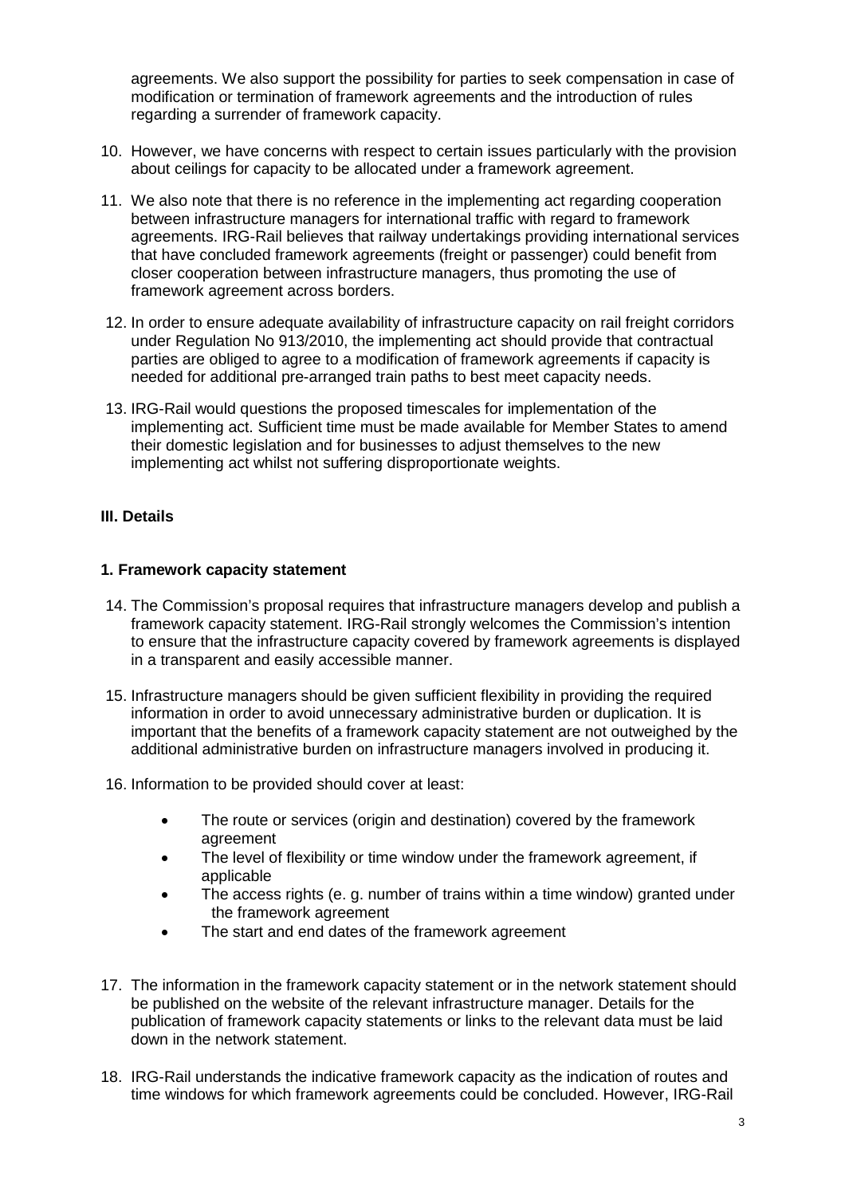agreements. We also support the possibility for parties to seek compensation in case of modification or termination of framework agreements and the introduction of rules regarding a surrender of framework capacity.

10. However, we have concerns with respect to certain issues particularly with the provision about ceilings for capacity to be allocated under a framework agreement.

11. We also note that there is no reference in the implementing act regarding cooperation between infrastructure managers for international traffic with regard to framework agreements. IRG-Rail believes that railway undertakings providing international services that have concluded framework agreements (freight or passenger) could benefit from closer cooperation between infrastructure managers, thus promoting the use of framework agreement across borders.

12. In order to ensure adequate availability of infrastructure capacity on rail freight corridors under Regulation No 913/2010, the implementing act should provide that contractual parties are obliged to agree to a modification of framework agreements if capacity is needed for additional pre-arranged train paths to best meet capacity needs.

13. IRG-Rail would questions the proposed timescales for implementation of the implementing act. Sufficient time must be made available for Member States to amend their domestic legislation and for businesses to adjust themselves to the new implementing act whilst not suffering disproportionate weights.

## III. Details

### 1. Framework capacity statement

14. The Commission's proposal requires that infrastructure managers develop and publish a framework capacity statement. IRG-Rail strongly welcomes the Commission's intention to ensure that the infrastructure capacity covered by framework agreements is displayed in a transparent and easily accessible manner.

15. Infrastructure managers should be given sufficient flexibility in providing the required information in order to avoid unnecessary administrative burden or duplication. It is important that the benefits of a framework capacity statement are not outweighed by the additional administrative burden on infrastructure managers involved in producing it.

16. Information to be provided should cover at least:

    - The route or services (origin and destination) covered by the framework agreement
    - The level of flexibility or time window under the framework agreement, if applicable
    - The access rights (e. g. number of trains within a time window) granted under the framework agreement
    - The start and end dates of the framework agreement

17. The information in the framework capacity statement or in the network statement should be published on the website of the relevant infrastructure manager. Details for the publication of framework capacity statements or links to the relevant data must be laid down in the network statement.

18. IRG-Rail understands the indicative framework capacity as the indication of routes and time windows for which framework agreements could be concluded. However, IRG-Rail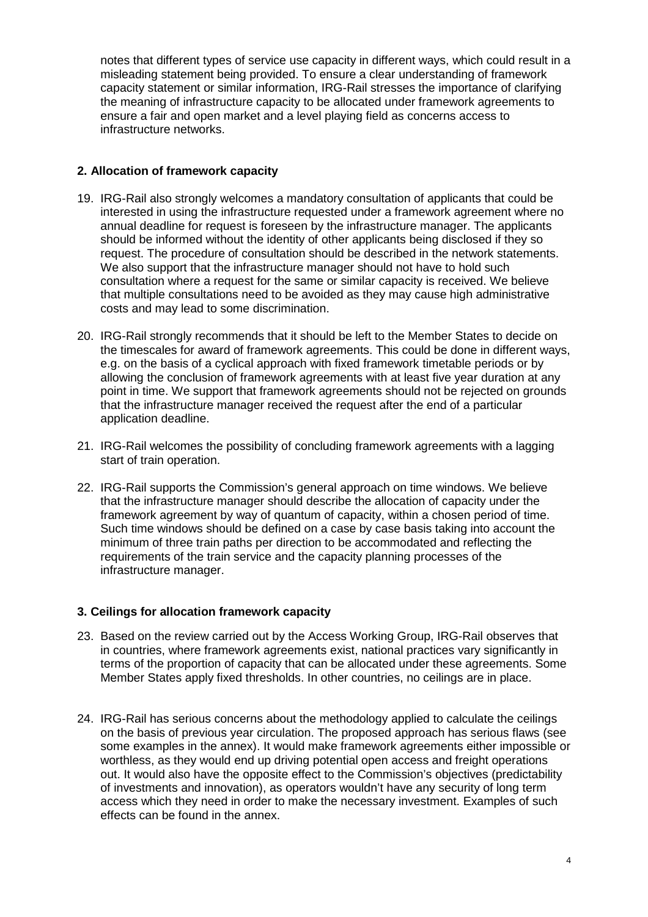notes that different types of service use capacity in different ways, which could result in a misleading statement being provided. To ensure a clear understanding of framework capacity statement or similar information, IRG-Rail stresses the importance of clarifying the meaning of infrastructure capacity to be allocated under framework agreements to ensure a fair and open market and a level playing field as concerns access to infrastructure networks.

## 2. Allocation of framework capacity

19. IRG-Rail also strongly welcomes a mandatory consultation of applicants that could be interested in using the infrastructure requested under a framework agreement where no annual deadline for request is foreseen by the infrastructure manager. The applicants should be informed without the identity of other applicants being disclosed if they so request. The procedure of consultation should be described in the network statements. We also support that the infrastructure manager should not have to hold such consultation where a request for the same or similar capacity is received. We believe that multiple consultations need to be avoided as they may cause high administrative costs and may lead to some discrimination.

20. IRG-Rail strongly recommends that it should be left to the Member States to decide on the timescales for award of framework agreements. This could be done in different ways, e.g. on the basis of a cyclical approach with fixed framework timetable periods or by allowing the conclusion of framework agreements with at least five year duration at any point in time. We support that framework agreements should not be rejected on grounds that the infrastructure manager received the request after the end of a particular application deadline.

21. IRG-Rail welcomes the possibility of concluding framework agreements with a lagging start of train operation.

22. IRG-Rail supports the Commission's general approach on time windows. We believe that the infrastructure manager should describe the allocation of capacity under the framework agreement by way of quantum of capacity, within a chosen period of time. Such time windows should be defined on a case by case basis taking into account the minimum of three train paths per direction to be accommodated and reflecting the requirements of the train service and the capacity planning processes of the infrastructure manager.

## 3. Ceilings for allocation framework capacity

23. Based on the review carried out by the Access Working Group, IRG-Rail observes that in countries, where framework agreements exist, national practices vary significantly in terms of the proportion of capacity that can be allocated under these agreements. Some Member States apply fixed thresholds. In other countries, no ceilings are in place.

24. IRG-Rail has serious concerns about the methodology applied to calculate the ceilings on the basis of previous year circulation. The proposed approach has serious flaws (see some examples in the annex). It would make framework agreements either impossible or worthless, as they would end up driving potential open access and freight operations out. It would also have the opposite effect to the Commission's objectives (predictability of investments and innovation), as operators wouldn't have any security of long term access which they need in order to make the necessary investment. Examples of such effects can be found in the annex.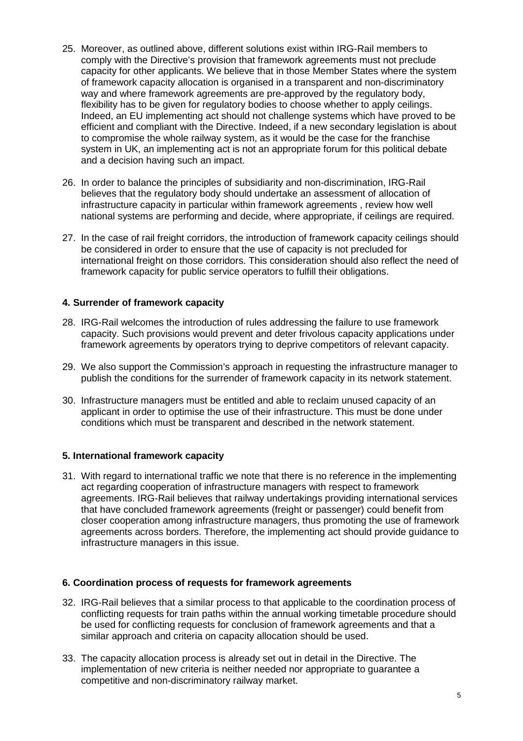25. Moreover, as outlined above, different solutions exist within IRG-Rail members to comply with the Directive's provision that framework agreements must not preclude capacity for other applicants. We believe that in those Member States where the system of framework capacity allocation is organised in a transparent and non-discriminatory way and where framework agreements are pre-approved by the regulatory body, flexibility has to be given for regulatory bodies to choose whether to apply ceilings. Indeed, an EU implementing act should not challenge systems which have proved to be efficient and compliant with the Directive. Indeed, if a new secondary legislation is about to compromise the whole railway system, as it would be the case for the franchise system in UK, an implementing act is not an appropriate forum for this political debate and a decision having such an impact.

26. In order to balance the principles of subsidiarity and non-discrimination, IRG-Rail believes that the regulatory body should undertake an assessment of allocation of infrastructure capacity in particular within framework agreements , review how well national systems are performing and decide, where appropriate, if ceilings are required.

27. In the case of rail freight corridors, the introduction of framework capacity ceilings should be considered in order to ensure that the use of capacity is not precluded for international freight on those corridors. This consideration should also reflect the need of framework capacity for public service operators to fulfill their obligations.

**4. Surrender of framework capacity**

28. IRG-Rail welcomes the introduction of rules addressing the failure to use framework capacity. Such provisions would prevent and deter frivolous capacity applications under framework agreements by operators trying to deprive competitors of relevant capacity.

29. We also support the Commission's approach in requesting the infrastructure manager to publish the conditions for the surrender of framework capacity in its network statement.

30. Infrastructure managers must be entitled and able to reclaim unused capacity of an applicant in order to optimise the use of their infrastructure. This must be done under conditions which must be transparent and described in the network statement.

**5. International framework capacity**

31. With regard to international traffic we note that there is no reference in the implementing act regarding cooperation of infrastructure managers with respect to framework agreements. IRG-Rail believes that railway undertakings providing international services that have concluded framework agreements (freight or passenger) could benefit from closer cooperation among infrastructure managers, thus promoting the use of framework agreements across borders. Therefore, the implementing act should provide guidance to infrastructure managers in this issue.

**6. Coordination process of requests for framework agreements**

32. IRG-Rail believes that a similar process to that applicable to the coordination process of conflicting requests for train paths within the annual working timetable procedure should be used for conflicting requests for conclusion of framework agreements and that a similar approach and criteria on capacity allocation should be used.

33. The capacity allocation process is already set out in detail in the Directive. The implementation of new criteria is neither needed nor appropriate to guarantee a competitive and non-discriminatory railway market.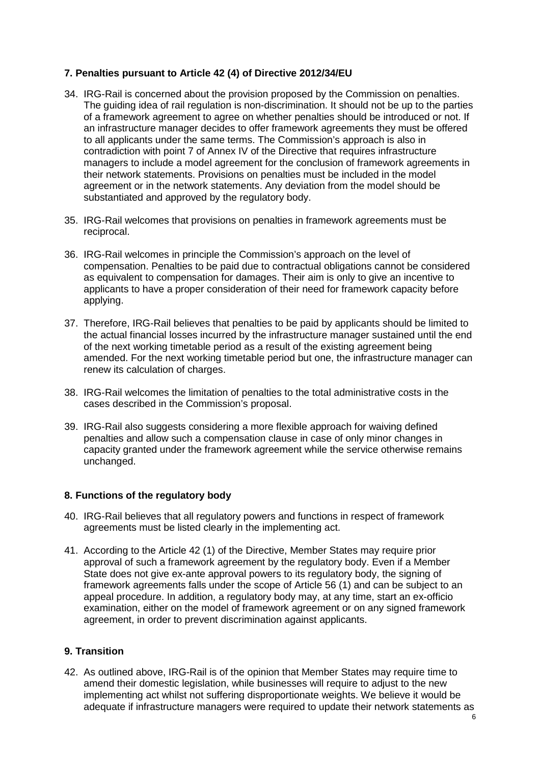### 7. Penalties pursuant to Article 42 (4) of Directive 2012/34/EU

34. IRG-Rail is concerned about the provision proposed by the Commission on penalties. The guiding idea of rail regulation is non-discrimination. It should not be up to the parties of a framework agreement to agree on whether penalties should be introduced or not. If an infrastructure manager decides to offer framework agreements they must be offered to all applicants under the same terms. The Commission's approach is also in contradiction with point 7 of Annex IV of the Directive that requires infrastructure managers to include a model agreement for the conclusion of framework agreements in their network statements. Provisions on penalties must be included in the model agreement or in the network statements. Any deviation from the model should be substantiated and approved by the regulatory body.

35. IRG-Rail welcomes that provisions on penalties in framework agreements must be reciprocal.

36. IRG-Rail welcomes in principle the Commission's approach on the level of compensation. Penalties to be paid due to contractual obligations cannot be considered as equivalent to compensation for damages. Their aim is only to give an incentive to applicants to have a proper consideration of their need for framework capacity before applying.

37. Therefore, IRG-Rail believes that penalties to be paid by applicants should be limited to the actual financial losses incurred by the infrastructure manager sustained until the end of the next working timetable period as a result of the existing agreement being amended. For the next working timetable period but one, the infrastructure manager can renew its calculation of charges.

38. IRG-Rail welcomes the limitation of penalties to the total administrative costs in the cases described in the Commission's proposal.

39. IRG-Rail also suggests considering a more flexible approach for waiving defined penalties and allow such a compensation clause in case of only minor changes in capacity granted under the framework agreement while the service otherwise remains unchanged.

### 8. Functions of the regulatory body

40. IRG-Rail believes that all regulatory powers and functions in respect of framework agreements must be listed clearly in the implementing act.

41. According to the Article 42 (1) of the Directive, Member States may require prior approval of such a framework agreement by the regulatory body. Even if a Member State does not give ex-ante approval powers to its regulatory body, the signing of framework agreements falls under the scope of Article 56 (1) and can be subject to an appeal procedure. In addition, a regulatory body may, at any time, start an ex-officio examination, either on the model of framework agreement or on any signed framework agreement, in order to prevent discrimination against applicants.

### 9. Transition

42. As outlined above, IRG-Rail is of the opinion that Member States may require time to amend their domestic legislation, while businesses will require to adjust to the new implementing act whilst not suffering disproportionate weights. We believe it would be adequate if infrastructure managers were required to update their network statements as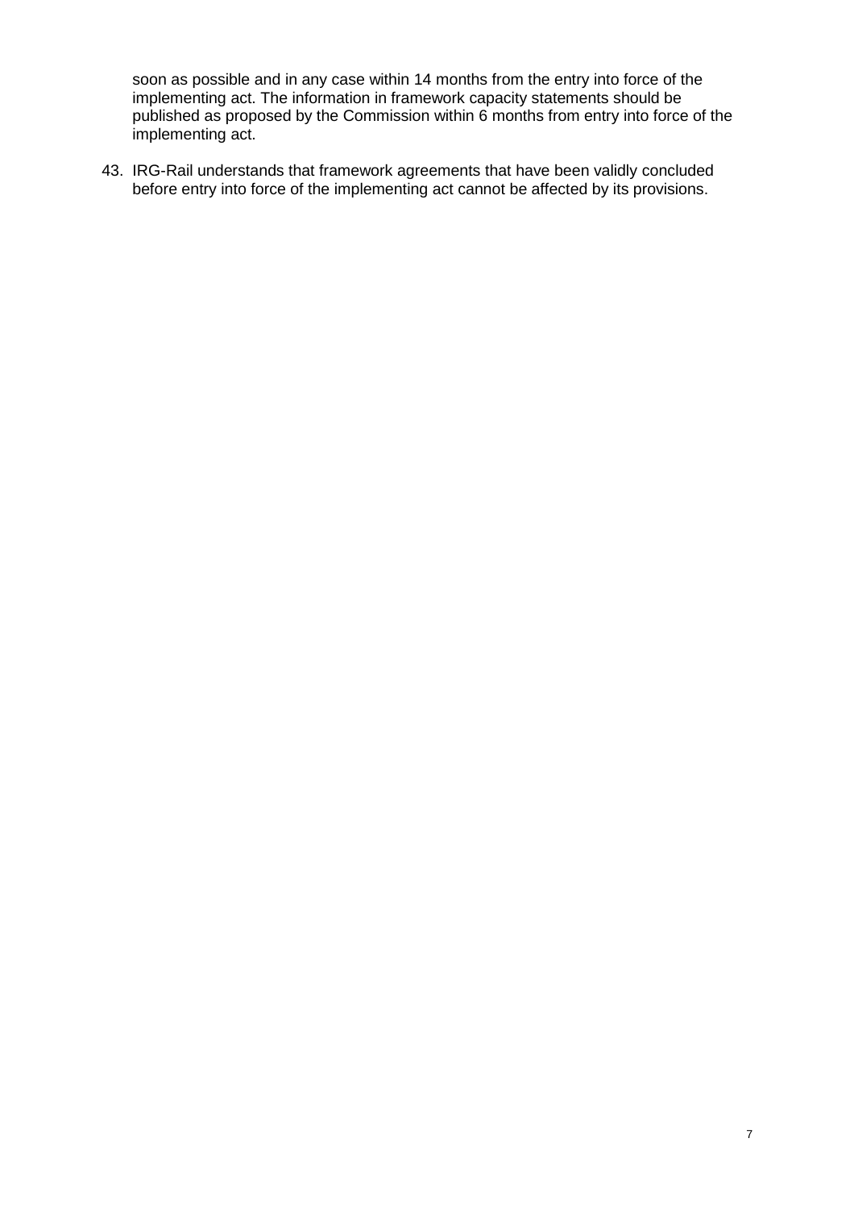soon as possible and in any case within 14 months from the entry into force of the implementing act. The information in framework capacity statements should be published as proposed by the Commission within 6 months from entry into force of the implementing act.

43. IRG-Rail understands that framework agreements that have been validly concluded before entry into force of the implementing act cannot be affected by its provisions.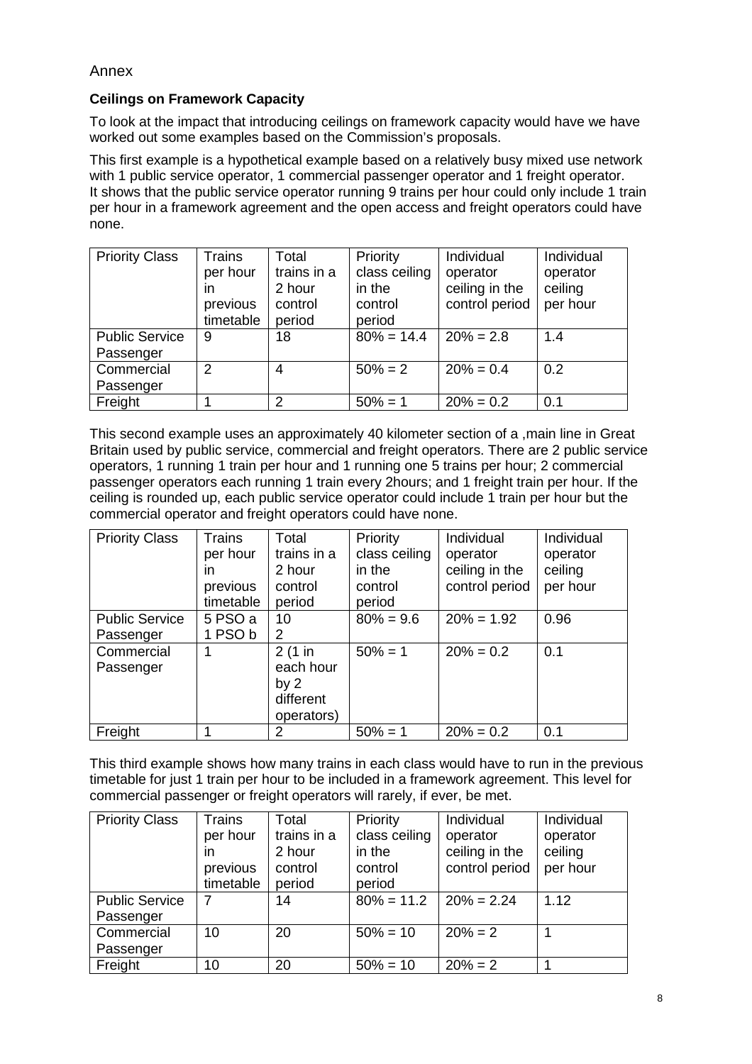Annex

**Ceilings on Framework Capacity**

To look at the impact that introducing ceilings on framework capacity would have we have worked out some examples based on the Commission's proposals.

This first example is a hypothetical example based on a relatively busy mixed use network with 1 public service operator, 1 commercial passenger operator and 1 freight operator. It shows that the public service operator running 9 trains per hour could only include 1 train per hour in a framework agreement and the open access and freight operators could have none.

| Priority Class | Trains per hour in previous timetable | Total trains in a 2 hour control period | Priority class ceiling in the control period | Individual operator ceiling in the control period | Individual operator ceiling per hour |
|---|---|---|---|---|---|
| Public Service Passenger | 9 | 18 | 80% = 14.4 | 20% = 2.8 | 1.4 |
| Commercial Passenger | 2 | 4 | 50% = 2 | 20% = 0.4 | 0.2 |
| Freight | 1 | 2 | 50% = 1 | 20% = 0.2 | 0.1 |

This second example uses an approximately 40 kilometer section of a ,main line in Great Britain used by public service, commercial and freight operators. There are 2 public service operators, 1 running 1 train per hour and 1 running one 5 trains per hour; 2 commercial passenger operators each running 1 train every 2hours; and 1 freight train per hour. If the ceiling is rounded up, each public service operator could include 1 train per hour but the commercial operator and freight operators could have none.

| Priority Class | Trains per hour in previous timetable | Total trains in a 2 hour control period | Priority class ceiling in the control period | Individual operator ceiling in the control period | Individual operator ceiling per hour |
|---|---|---|---|---|---|
| Public Service Passenger | 5 PSO a<br>1 PSO b | 10<br>2 | 80% = 9.6 | 20% = 1.92 | 0.96 |
| Commercial Passenger | 1 | 2 (1 in each hour by 2 different operators) | 50% = 1 | 20% = 0.2 | 0.1 |
| Freight | 1 | 2 | 50% = 1 | 20% = 0.2 | 0.1 |

This third example shows how many trains in each class would have to run in the previous timetable for just 1 train per hour to be included in a framework agreement. This level for commercial passenger or freight operators will rarely, if ever, be met.

| Priority Class | Trains per hour in previous timetable | Total trains in a 2 hour control period | Priority class ceiling in the control period | Individual operator ceiling in the control period | Individual operator ceiling per hour |
|---|---|---|---|---|---|
| Public Service Passenger | 7 | 14 | 80% = 11.2 | 20% = 2.24 | 1.12 |
| Commercial Passenger | 10 | 20 | 50% = 10 | 20% = 2 | 1 |
| Freight | 10 | 20 | 50% = 10 | 20% = 2 | 1 |